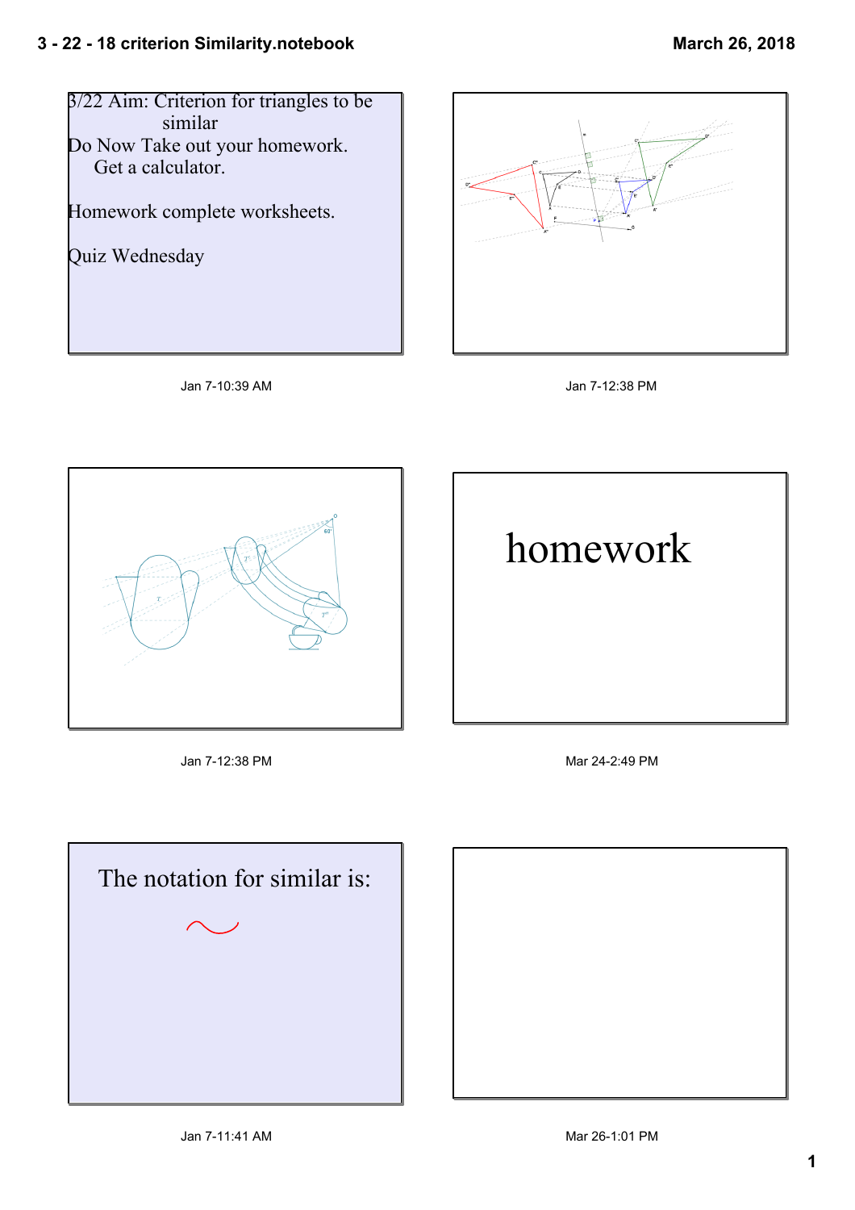3/22 Aim: Criterion for triangles to be similar

Do Now Take out your homework.
Get a calculator.

Homework complete worksheets.

Quiz Wednesday

Jan 7-10:39 AM

Jan 7-12:38 PM

Jan 7-12:38 PM

homework

Mar 24-2:49 PM

The notation for similar is:

$\sim$

Jan 7-11:41 AM

Mar 26-1:01 PM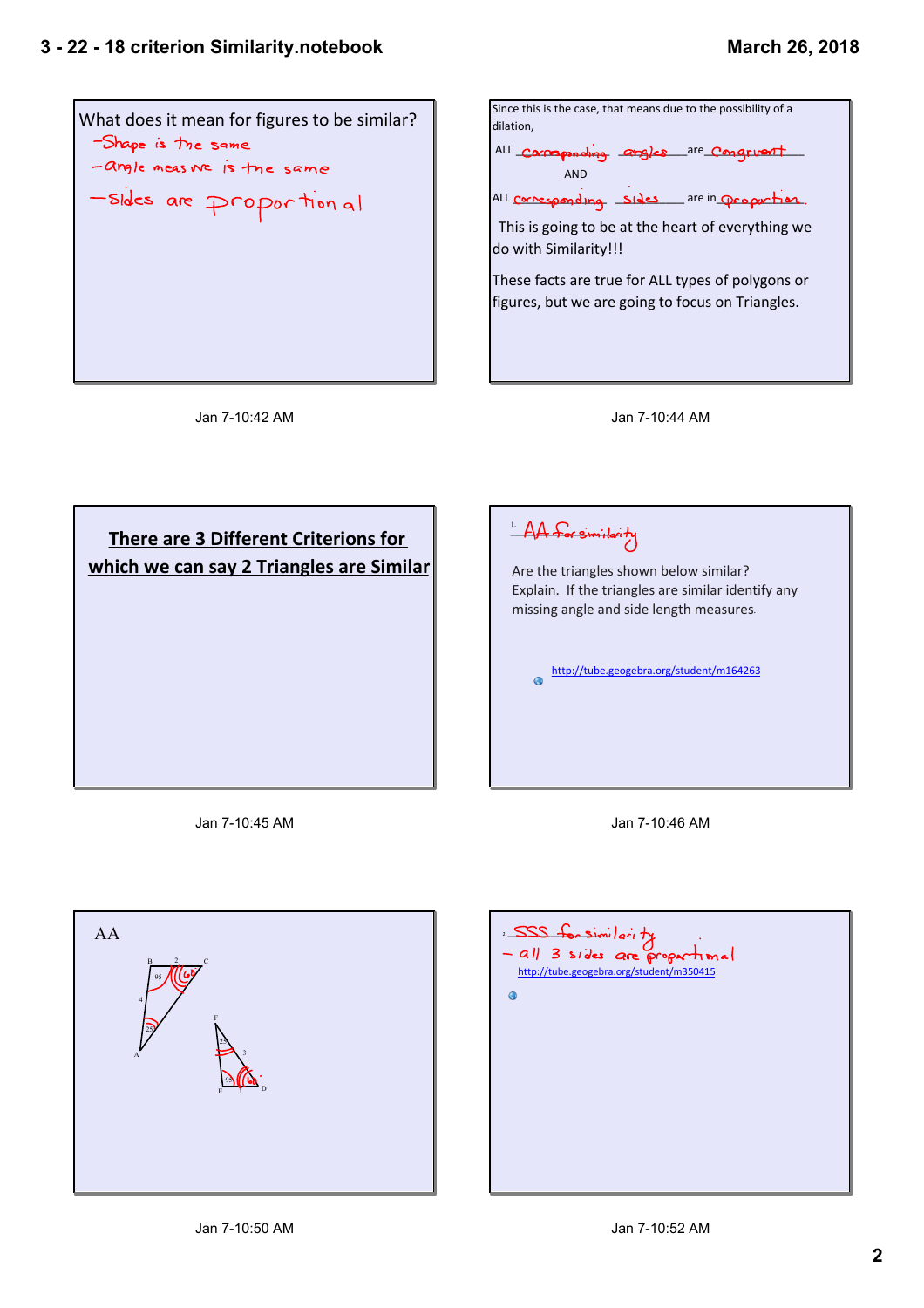What does it mean for figures to be similar?

- Shape is the same
- angle measure is the same
- sides are proportional

Jan 7-10:42 AM

Since this is the case, that means due to the possibility of a dilation,

ALL corresponding angles are congruent

AND

ALL corresponding sides are in proportion

This is going to be at the heart of everything we do with Similarity!!!

These facts are true for ALL types of polygons or figures, but we are going to focus on Triangles.

Jan 7-10:44 AM

## There are 3 Different Criterions for which we can say 2 Triangles are Similar

Jan 7-10:45 AM

1. AA for similarity

Are the triangles shown below similar? Explain. If the triangles are similar identify any missing angle and side length measures.

http://tube.geogebra.org/student/m164263

Jan 7-10:46 AM

AA

B, C, A, 2, 4, 95, 60, 25

F, E, D, 25, 3, 95, 60, 1

Jan 7-10:50 AM

2. SSS for similarity

- all 3 sides are proportional

http://tube.geogebra.org/student/m350415

Jan 7-10:52 AM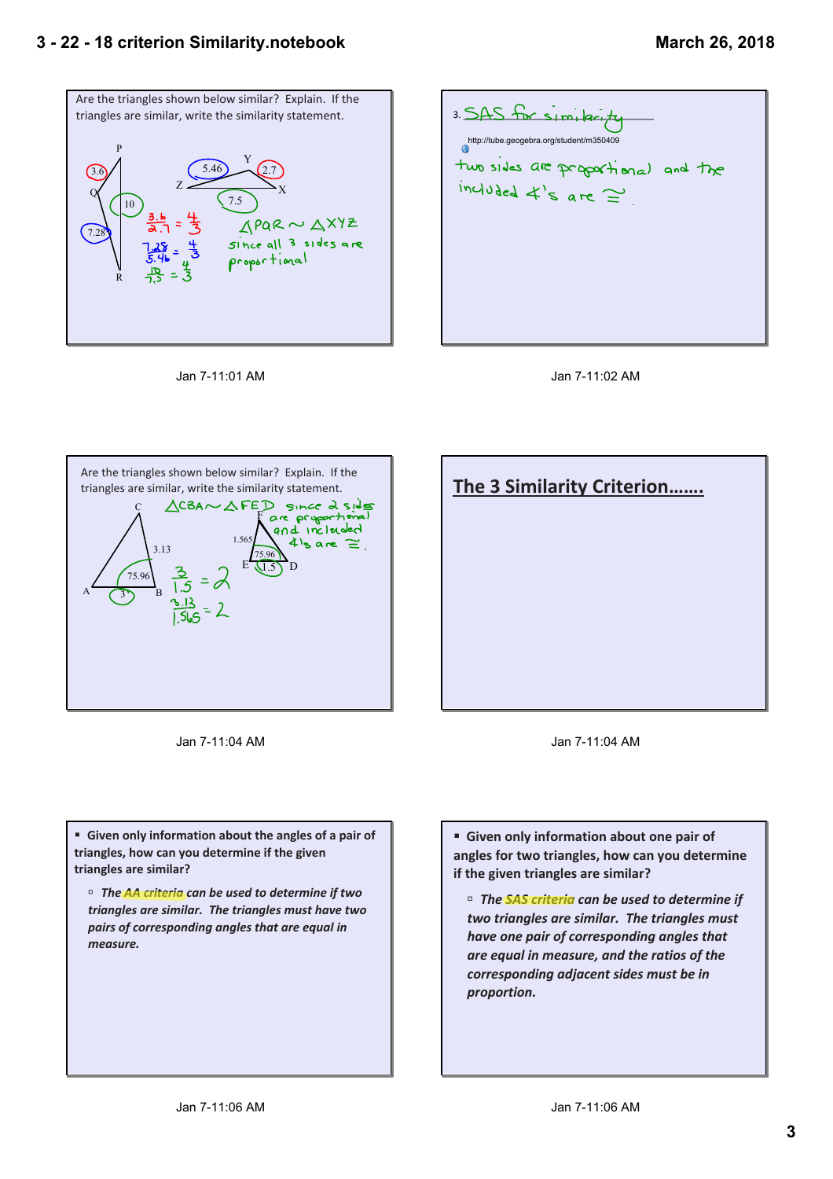Are the triangles shown below similar? Explain. If the triangles are similar, write the similarity statement.

P, Q, R; 3.6, 10, 7.28

Y, Z, X; 5.46, 2.7, 7.5

$\frac{3.6}{2.7} = \frac{4}{3}$

$\frac{7.28}{5.46} = \frac{4}{3}$

$\frac{10}{7.5} = \frac{4}{3}$

$\triangle PQR \sim \triangle XYZ$

since all 3 sides are proportional

Jan 7-11:01 AM

3. SAS for similarity

http://tube.geogebra.org/student/m350409

two sides are proportional and the included ∠'s are ≅.

Jan 7-11:02 AM

Are the triangles shown below similar? Explain. If the triangles are similar, write the similarity statement.

C, A, B; 3.13, 75.96, 3

F, E, D; 1.565, 75.96, 1.5

$\triangle CBA \sim \triangle FED$ since 2 sides are proportional and included ∠'s are ≅.

$\frac{3}{1.5} = 2$

$\frac{3.13}{1.565} = 2$

Jan 7-11:04 AM

## The 3 Similarity Criterion.......

Jan 7-11:04 AM

- **Given only information about the angles of a pair of triangles, how can you determine if the given triangles are similar?**
  - ***The AA criteria can be used to determine if two triangles are similar. The triangles must have two pairs of corresponding angles that are equal in measure.***

Jan 7-11:06 AM

- **Given only information about one pair of angles for two triangles, how can you determine if the given triangles are similar?**
  - ***The SAS criteria can be used to determine if two triangles are similar. The triangles must have one pair of corresponding angles that are equal in measure, and the ratios of the corresponding adjacent sides must be in proportion.***

Jan 7-11:06 AM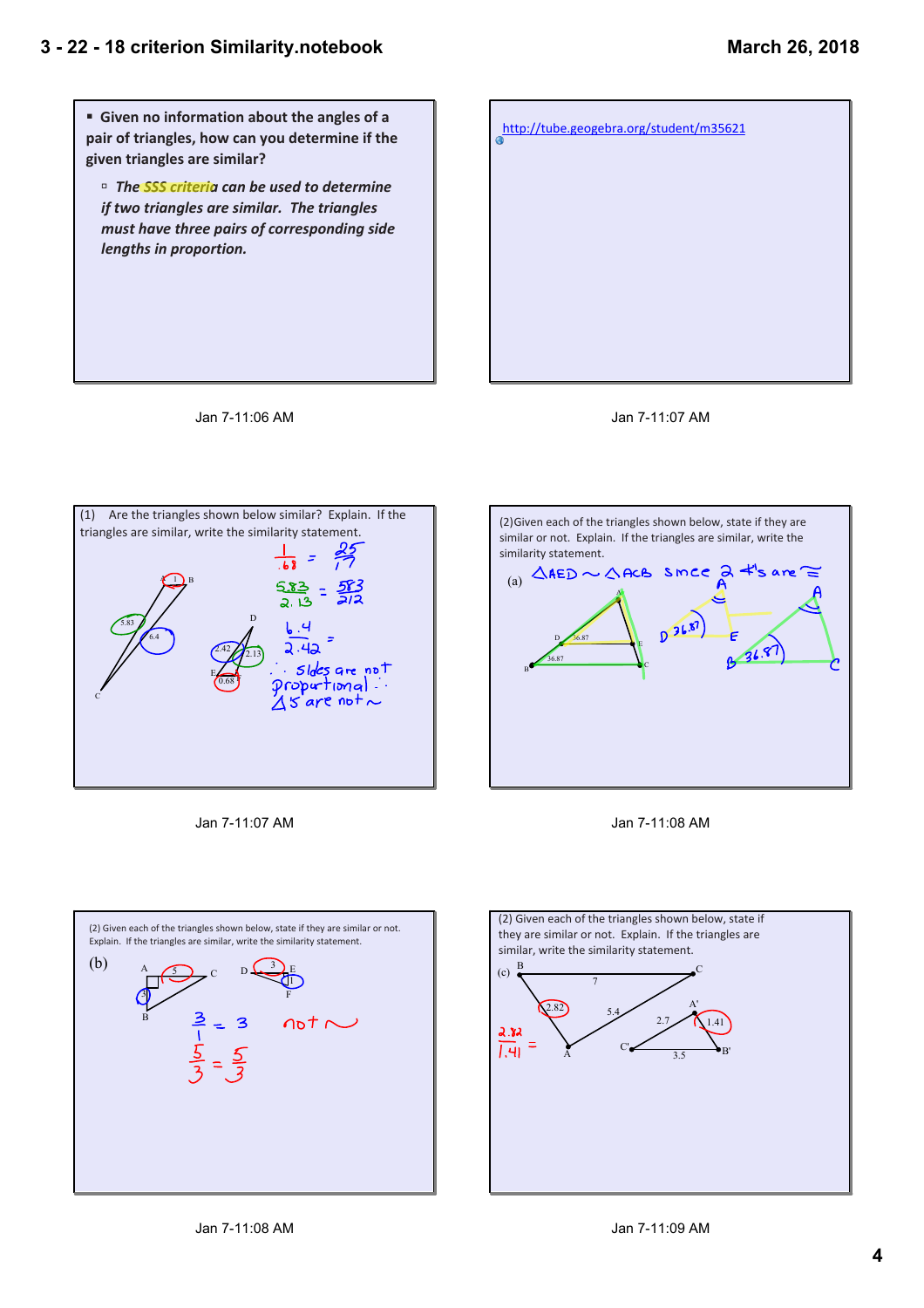- Given no information about the angles of a pair of triangles, how can you determine if the given triangles are similar?
  - *The SSS criteria can be used to determine if two triangles are similar. The triangles must have three pairs of corresponding side lengths in proportion.*

Jan 7-11:06 AM

http://tube.geogebra.org/student/m35621

Jan 7-11:07 AM

(1) Are the triangles shown below similar? Explain. If the triangles are similar, write the similarity statement.

$\frac{1}{.68} = \frac{25}{17}$

$\frac{5.83}{2.13} = \frac{583}{212}$

$\frac{6.4}{2.42} =$

∴ Sides are not proportional ∴ Δs are not ∼

Jan 7-11:07 AM

(2) Given each of the triangles shown below, state if they are similar or not. Explain. If the triangles are similar, write the similarity statement.

(a) ΔAED ∼ ΔACB since 2 ∠'s are ≅

Jan 7-11:08 AM

(2) Given each of the triangles shown below, state if they are similar or not. Explain. If the triangles are similar, write the similarity statement.

(b)

$\frac{3}{1} = 3$ not ∼

$\frac{5}{3} = \frac{5}{3}$

Jan 7-11:08 AM

(2) Given each of the triangles shown below, state if they are similar or not. Explain. If the triangles are similar, write the similarity statement.

(c)

$\frac{2.82}{1.41} =$

Jan 7-11:09 AM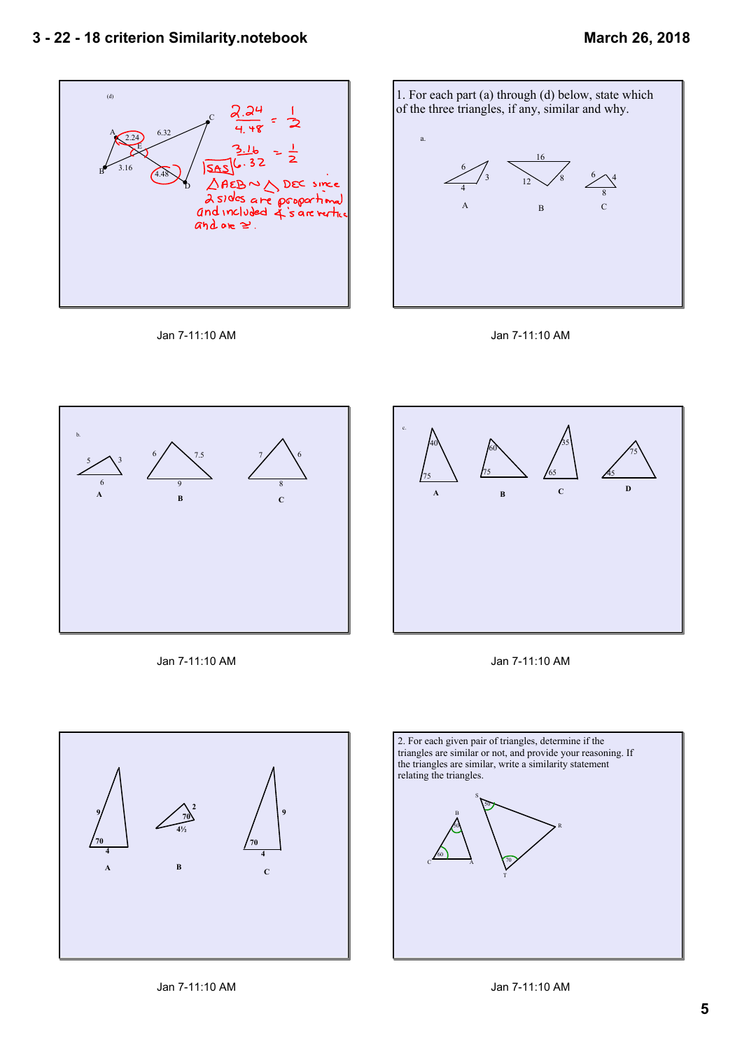(d)

A, B, C, D, E

2.24, 6.32, 3.16, 4.48

$\frac{2.24}{4.48} = \frac{1}{2}$

$\frac{3.16}{6.32} = \frac{1}{2}$

SAS

$\triangle AEB \sim \triangle DEC$ since 2 sides are proportional and included ∠'s are vertical and are ≅.

Jan 7-11:10 AM

1. For each part (a) through (d) below, state which of the three triangles, if any, similar and why.

a.

A: 6, 3, 4

B: 16, 12, 8

C: 6, 4, 8

Jan 7-11:10 AM

b.

A: 5, 3, 6

B: 6, 7.5, 9

C: 7, 6, 8

Jan 7-11:10 AM

c.

A: 40, 75

B: 60, 75

C: 35, 65

D: 75, 45

Jan 7-11:10 AM

A: 9, 70, 4

B: 2, 70, 4½

C: 70, 4, 9

Jan 7-11:10 AM

2. For each given pair of triangles, determine if the triangles are similar or not, and provide your reasoning. If the triangles are similar, write a similarity statement relating the triangles.

Triangle ABC: B = 50, C = 60

Triangle SRT: S = 50, T = 70

Jan 7-11:10 AM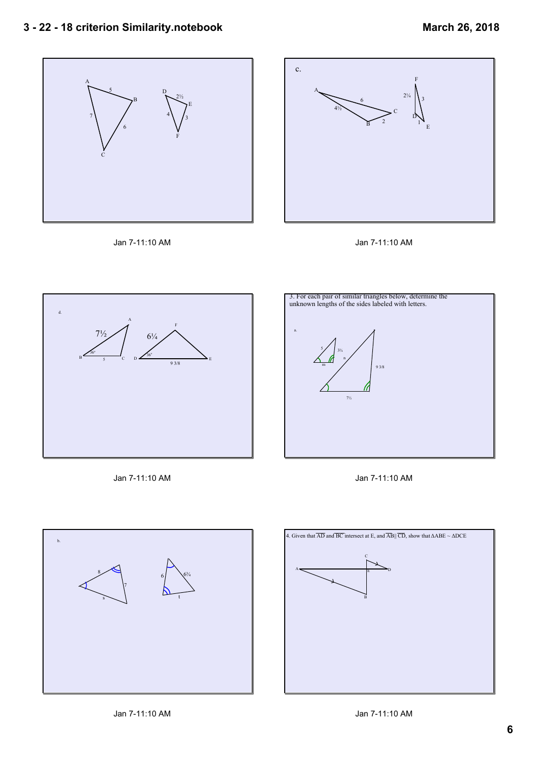A 5 B, A 7 C, B 6 C; D 2½ E, D 4 F, E 3 F

Jan 7-11:10 AM

c.

A 6 C, A 4½ B, B 2 C; F 2¼ D, F 3 E, D 1 E

Jan 7-11:10 AM

d.

B 7½ A, B 5 C, B 36°; D 6¼ F, D 9 3/8 E, D 36°

Jan 7-11:10 AM

3. For each pair of similar triangles below, determine the unknown lengths of the sides labeled with letters.

a.

5, 3¾, m, n, 9 3/8, 7½

Jan 7-11:10 AM

b.

8, 7, s; 6, 6¾, t

Jan 7-11:10 AM

4. Given that $\overline{AD}$ and $\overline{BC}$ intersect at E, and $\overline{AB} \parallel \overline{CD}$, show that $\Delta ABE \sim \Delta DCE$

A, C, E, D, B

Jan 7-11:10 AM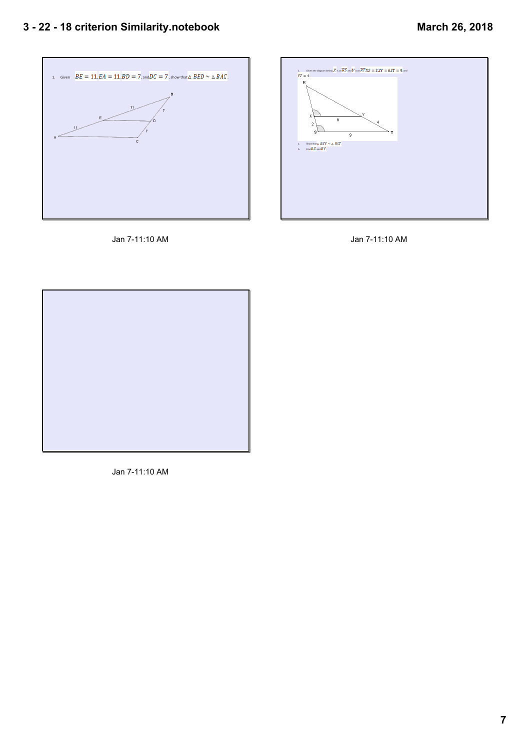1. Given $BE = 11$, $EA = 11$, $BD = 7$, and $DC = 7$, show that $\triangle BED \sim \triangle BAC$.

B

11

7

E

D

11

7

A

C

Jan 7-11:10 AM

1. Given the diagram below, $X$ is on $\overline{RS}$ and $Y$ is on $\overline{RT}$, $XS = 2$, $XY = 6$, $ST = 9$, and $YT = 4$.

R

X

Y

6

4

2

S

9

T

a. Show that $\triangle RXY \sim \triangle RST$.
b. Find $RX$ and $RY$.

Jan 7-11:10 AM

Jan 7-11:10 AM